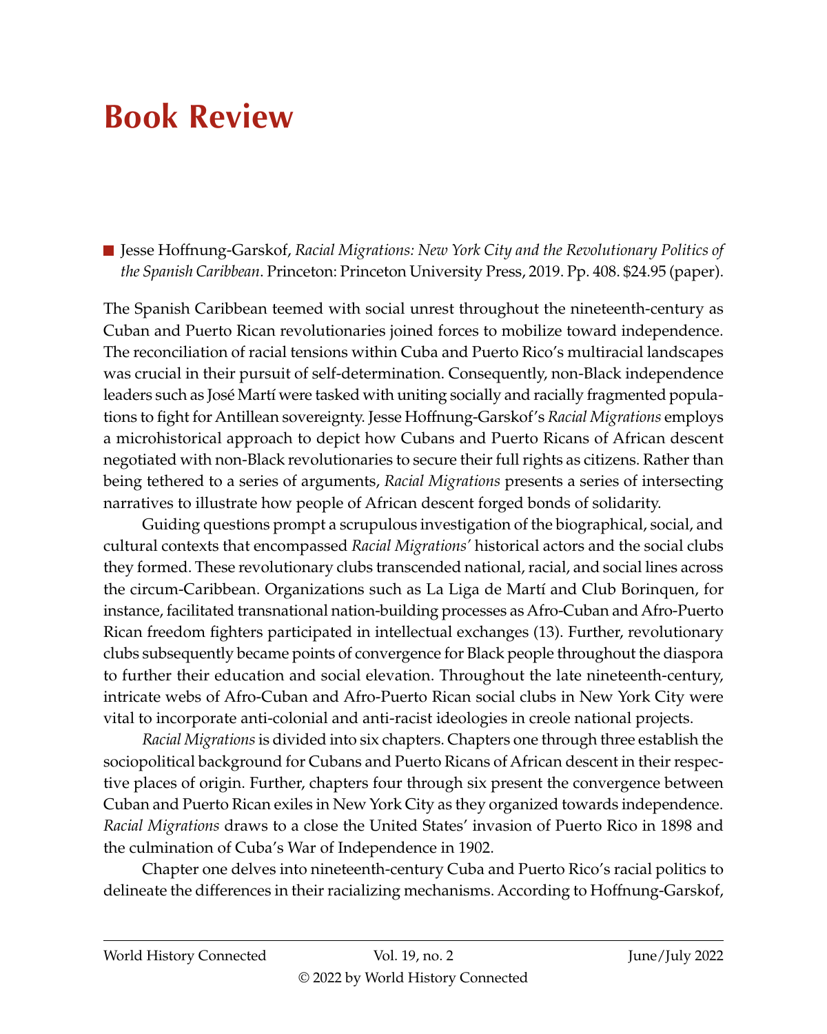# Book Review

■ Jesse Hoffnung-Garskof, *Racial Migrations: New York City and the Revolutionary Politics of the Spanish Caribbean*. Princeton: Princeton University Press, 2019. Pp. 408. $24.95 (paper).

The Spanish Caribbean teemed with social unrest throughout the nineteenth-century as Cuban and Puerto Rican revolutionaries joined forces to mobilize toward independence. The reconciliation of racial tensions within Cuba and Puerto Rico's multiracial landscapes was crucial in their pursuit of self-determination. Consequently, non-Black independence leaders such as José Martí were tasked with uniting socially and racially fragmented populations to fight for Antillean sovereignty. Jesse Hoffnung-Garskof's *Racial Migrations* employs a microhistorical approach to depict how Cubans and Puerto Ricans of African descent negotiated with non-Black revolutionaries to secure their full rights as citizens. Rather than being tethered to a series of arguments, *Racial Migrations* presents a series of intersecting narratives to illustrate how people of African descent forged bonds of solidarity.

Guiding questions prompt a scrupulous investigation of the biographical, social, and cultural contexts that encompassed *Racial Migrations'* historical actors and the social clubs they formed. These revolutionary clubs transcended national, racial, and social lines across the circum-Caribbean. Organizations such as La Liga de Martí and Club Borinquen, for instance, facilitated transnational nation-building processes as Afro-Cuban and Afro-Puerto Rican freedom fighters participated in intellectual exchanges (13). Further, revolutionary clubs subsequently became points of convergence for Black people throughout the diaspora to further their education and social elevation. Throughout the late nineteenth-century, intricate webs of Afro-Cuban and Afro-Puerto Rican social clubs in New York City were vital to incorporate anti-colonial and anti-racist ideologies in creole national projects.

*Racial Migrations* is divided into six chapters. Chapters one through three establish the sociopolitical background for Cubans and Puerto Ricans of African descent in their respective places of origin. Further, chapters four through six present the convergence between Cuban and Puerto Rican exiles in New York City as they organized towards independence. *Racial Migrations* draws to a close the United States' invasion of Puerto Rico in 1898 and the culmination of Cuba's War of Independence in 1902.

Chapter one delves into nineteenth-century Cuba and Puerto Rico's racial politics to delineate the differences in their racializing mechanisms. According to Hoffnung-Garskof,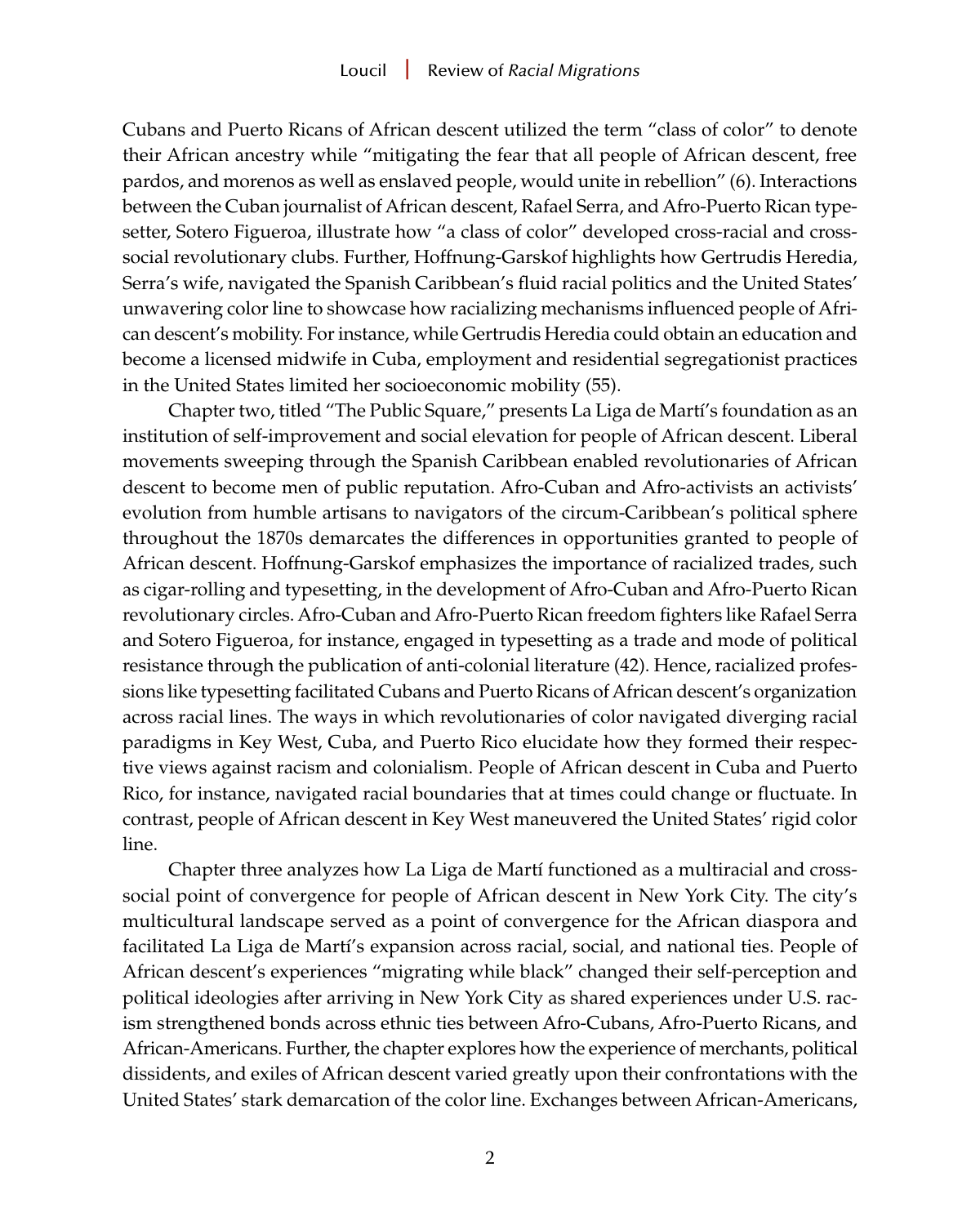Cubans and Puerto Ricans of African descent utilized the term "class of color" to denote their African ancestry while "mitigating the fear that all people of African descent, free pardos, and morenos as well as enslaved people, would unite in rebellion" (6). Interactions between the Cuban journalist of African descent, Rafael Serra, and Afro-Puerto Rican typesetter, Sotero Figueroa, illustrate how "a class of color" developed cross-racial and cross-social revolutionary clubs. Further, Hoffnung-Garskof highlights how Gertrudis Heredia, Serra's wife, navigated the Spanish Caribbean's fluid racial politics and the United States' unwavering color line to showcase how racializing mechanisms influenced people of African descent's mobility. For instance, while Gertrudis Heredia could obtain an education and become a licensed midwife in Cuba, employment and residential segregationist practices in the United States limited her socioeconomic mobility (55).

Chapter two, titled "The Public Square," presents La Liga de Martí's foundation as an institution of self-improvement and social elevation for people of African descent. Liberal movements sweeping through the Spanish Caribbean enabled revolutionaries of African descent to become men of public reputation. Afro-Cuban and Afro-activists an activists' evolution from humble artisans to navigators of the circum-Caribbean's political sphere throughout the 1870s demarcates the differences in opportunities granted to people of African descent. Hoffnung-Garskof emphasizes the importance of racialized trades, such as cigar-rolling and typesetting, in the development of Afro-Cuban and Afro-Puerto Rican revolutionary circles. Afro-Cuban and Afro-Puerto Rican freedom fighters like Rafael Serra and Sotero Figueroa, for instance, engaged in typesetting as a trade and mode of political resistance through the publication of anti-colonial literature (42). Hence, racialized professions like typesetting facilitated Cubans and Puerto Ricans of African descent's organization across racial lines. The ways in which revolutionaries of color navigated diverging racial paradigms in Key West, Cuba, and Puerto Rico elucidate how they formed their respective views against racism and colonialism. People of African descent in Cuba and Puerto Rico, for instance, navigated racial boundaries that at times could change or fluctuate. In contrast, people of African descent in Key West maneuvered the United States' rigid color line.

Chapter three analyzes how La Liga de Martí functioned as a multiracial and cross-social point of convergence for people of African descent in New York City. The city's multicultural landscape served as a point of convergence for the African diaspora and facilitated La Liga de Martí's expansion across racial, social, and national ties. People of African descent's experiences "migrating while black" changed their self-perception and political ideologies after arriving in New York City as shared experiences under U.S. racism strengthened bonds across ethnic ties between Afro-Cubans, Afro-Puerto Ricans, and African-Americans. Further, the chapter explores how the experience of merchants, political dissidents, and exiles of African descent varied greatly upon their confrontations with the United States' stark demarcation of the color line. Exchanges between African-Americans,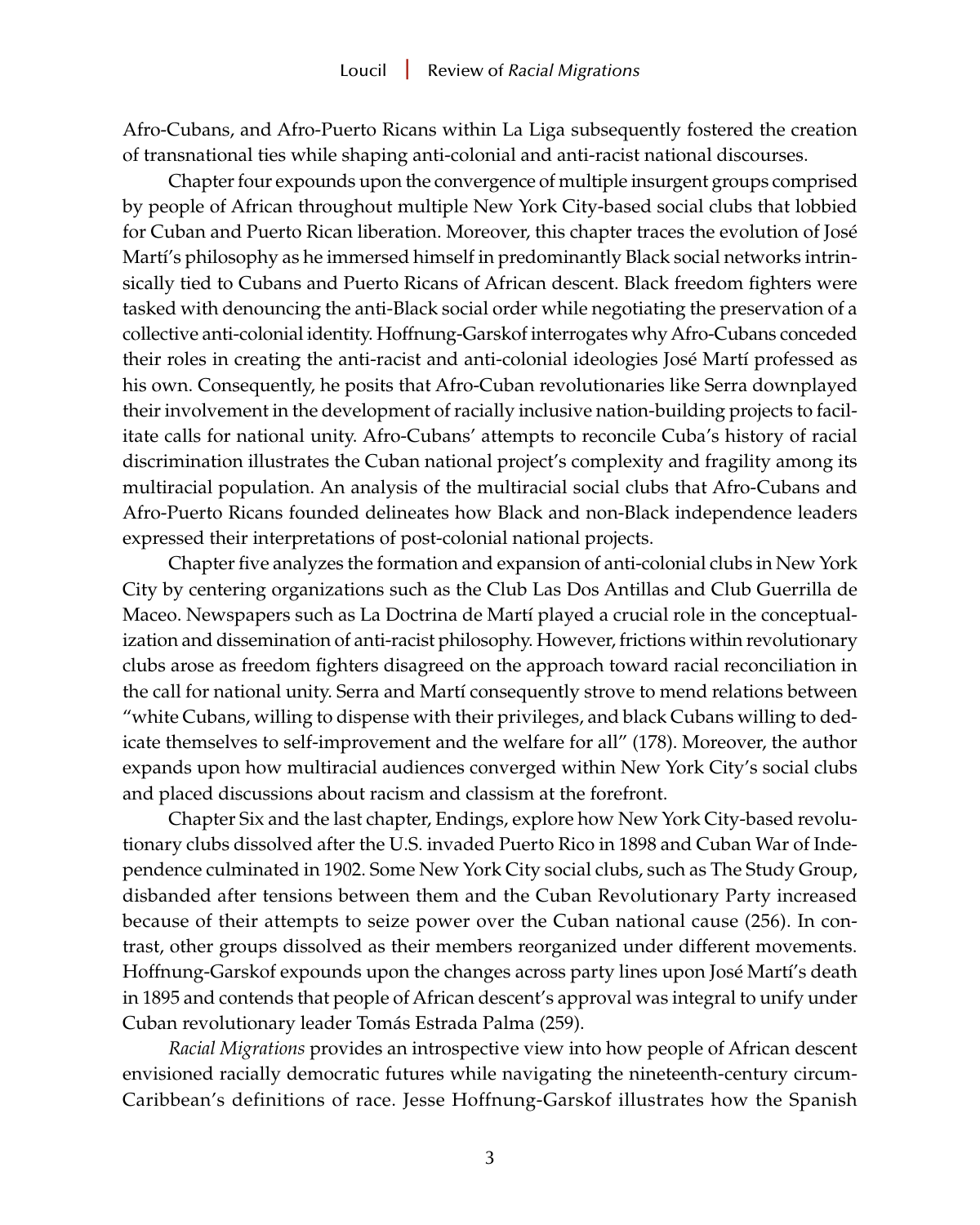Afro-Cubans, and Afro-Puerto Ricans within La Liga subsequently fostered the creation of transnational ties while shaping anti-colonial and anti-racist national discourses.

Chapter four expounds upon the convergence of multiple insurgent groups comprised by people of African throughout multiple New York City-based social clubs that lobbied for Cuban and Puerto Rican liberation. Moreover, this chapter traces the evolution of José Martí's philosophy as he immersed himself in predominantly Black social networks intrinsically tied to Cubans and Puerto Ricans of African descent. Black freedom fighters were tasked with denouncing the anti-Black social order while negotiating the preservation of a collective anti-colonial identity. Hoffnung-Garskof interrogates why Afro-Cubans conceded their roles in creating the anti-racist and anti-colonial ideologies José Martí professed as his own. Consequently, he posits that Afro-Cuban revolutionaries like Serra downplayed their involvement in the development of racially inclusive nation-building projects to facilitate calls for national unity. Afro-Cubans' attempts to reconcile Cuba's history of racial discrimination illustrates the Cuban national project's complexity and fragility among its multiracial population. An analysis of the multiracial social clubs that Afro-Cubans and Afro-Puerto Ricans founded delineates how Black and non-Black independence leaders expressed their interpretations of post-colonial national projects.

Chapter five analyzes the formation and expansion of anti-colonial clubs in New York City by centering organizations such as the Club Las Dos Antillas and Club Guerrilla de Maceo. Newspapers such as La Doctrina de Martí played a crucial role in the conceptualization and dissemination of anti-racist philosophy. However, frictions within revolutionary clubs arose as freedom fighters disagreed on the approach toward racial reconciliation in the call for national unity. Serra and Martí consequently strove to mend relations between "white Cubans, willing to dispense with their privileges, and black Cubans willing to dedicate themselves to self-improvement and the welfare for all" (178). Moreover, the author expands upon how multiracial audiences converged within New York City's social clubs and placed discussions about racism and classism at the forefront.

Chapter Six and the last chapter, Endings, explore how New York City-based revolutionary clubs dissolved after the U.S. invaded Puerto Rico in 1898 and Cuban War of Independence culminated in 1902. Some New York City social clubs, such as The Study Group, disbanded after tensions between them and the Cuban Revolutionary Party increased because of their attempts to seize power over the Cuban national cause (256). In contrast, other groups dissolved as their members reorganized under different movements. Hoffnung-Garskof expounds upon the changes across party lines upon José Martí's death in 1895 and contends that people of African descent's approval was integral to unify under Cuban revolutionary leader Tomás Estrada Palma (259).

*Racial Migrations* provides an introspective view into how people of African descent envisioned racially democratic futures while navigating the nineteenth-century circum-Caribbean's definitions of race. Jesse Hoffnung-Garskof illustrates how the Spanish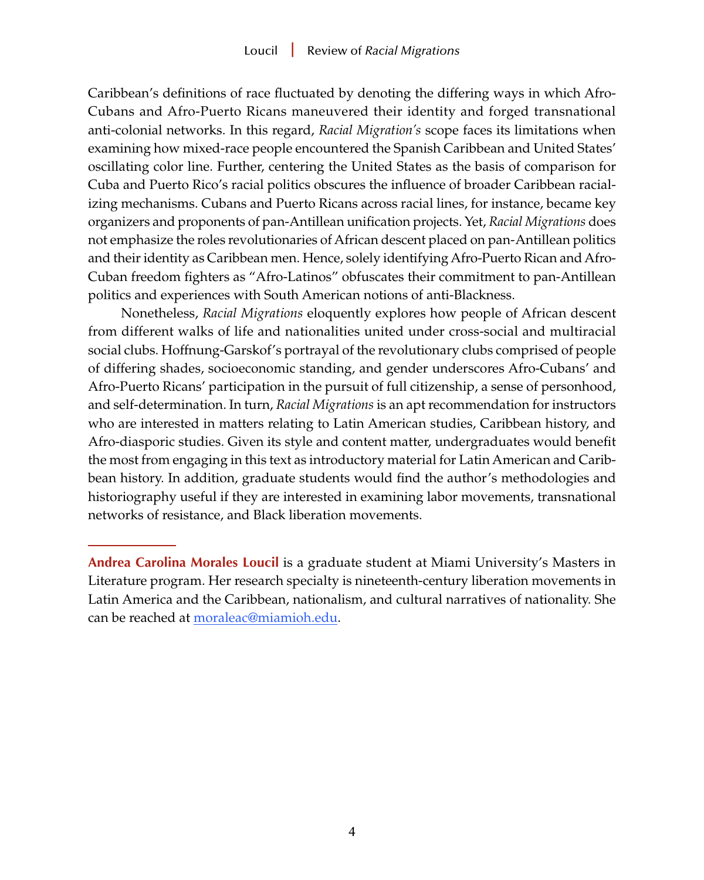Caribbean's definitions of race fluctuated by denoting the differing ways in which Afro-Cubans and Afro-Puerto Ricans maneuvered their identity and forged transnational anti-colonial networks. In this regard, *Racial Migration's* scope faces its limitations when examining how mixed-race people encountered the Spanish Caribbean and United States' oscillating color line. Further, centering the United States as the basis of comparison for Cuba and Puerto Rico's racial politics obscures the influence of broader Caribbean racializing mechanisms. Cubans and Puerto Ricans across racial lines, for instance, became key organizers and proponents of pan-Antillean unification projects. Yet, *Racial Migrations* does not emphasize the roles revolutionaries of African descent placed on pan-Antillean politics and their identity as Caribbean men. Hence, solely identifying Afro-Puerto Rican and Afro-Cuban freedom fighters as "Afro-Latinos" obfuscates their commitment to pan-Antillean politics and experiences with South American notions of anti-Blackness.

Nonetheless, *Racial Migrations* eloquently explores how people of African descent from different walks of life and nationalities united under cross-social and multiracial social clubs. Hoffnung-Garskof's portrayal of the revolutionary clubs comprised of people of differing shades, socioeconomic standing, and gender underscores Afro-Cubans' and Afro-Puerto Ricans' participation in the pursuit of full citizenship, a sense of personhood, and self-determination. In turn, *Racial Migrations* is an apt recommendation for instructors who are interested in matters relating to Latin American studies, Caribbean history, and Afro-diasporic studies. Given its style and content matter, undergraduates would benefit the most from engaging in this text as introductory material for Latin American and Caribbean history. In addition, graduate students would find the author's methodologies and historiography useful if they are interested in examining labor movements, transnational networks of resistance, and Black liberation movements.

---

**Andrea Carolina Morales Loucil** is a graduate student at Miami University's Masters in Literature program. Her research specialty is nineteenth-century liberation movements in Latin America and the Caribbean, nationalism, and cultural narratives of nationality. She can be reached at moraleac@miamioh.edu.